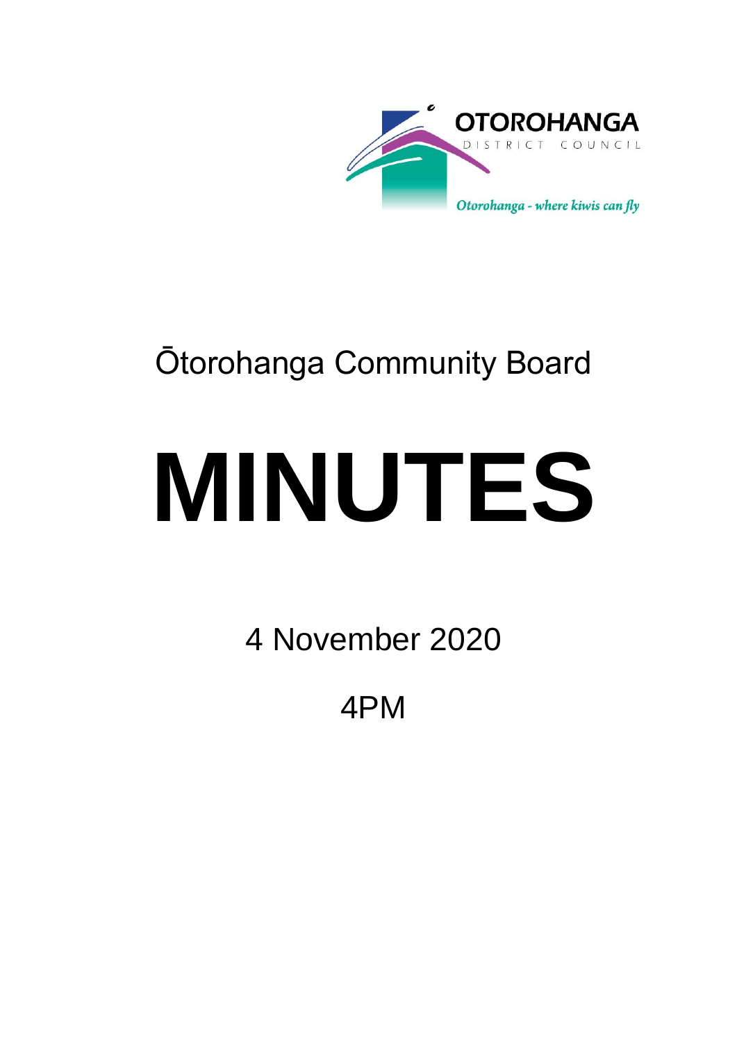OTOROHANGA

DISTRICT COUNCIL

*Otorohanga - where kiwis can fly*

# Ōtorohanga Community Board

# MINUTES

4 November 2020

4PM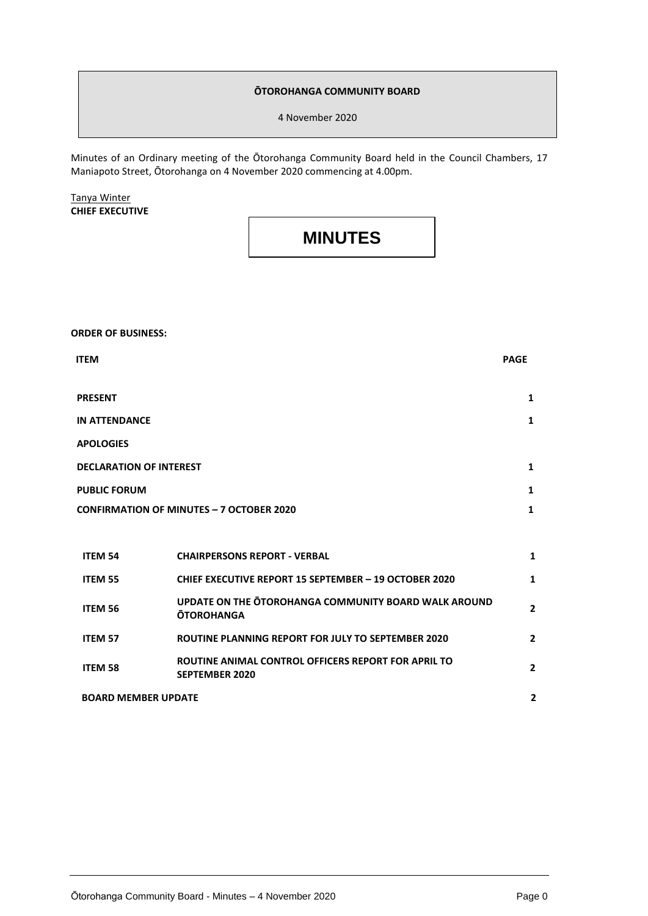**ŌTOROHANGA COMMUNITY BOARD**

4 November 2020

Minutes of an Ordinary meeting of the Ōtorohanga Community Board held in the Council Chambers, 17 Maniapoto Street, Ōtorohanga on 4 November 2020 commencing at 4.00pm.

Tanya Winter
**CHIEF EXECUTIVE**

# MINUTES

**ORDER OF BUSINESS:**

| ITEM | | PAGE |
|---|---|---|
| **PRESENT** | | 1 |
| **IN ATTENDANCE** | | 1 |
| **APOLOGIES** | | |
| **DECLARATION OF INTEREST** | | 1 |
| **PUBLIC FORUM** | | 1 |
| **CONFIRMATION OF MINUTES – 7 OCTOBER 2020** | | 1 |
| **ITEM 54** | **CHAIRPERSONS REPORT - VERBAL** | 1 |
| **ITEM 55** | **CHIEF EXECUTIVE REPORT 15 SEPTEMBER – 19 OCTOBER 2020** | 1 |
| **ITEM 56** | **UPDATE ON THE ŌTOROHANGA COMMUNITY BOARD WALK AROUND ŌTOROHANGA** | 2 |
| **ITEM 57** | **ROUTINE PLANNING REPORT FOR JULY TO SEPTEMBER 2020** | 2 |
| **ITEM 58** | **ROUTINE ANIMAL CONTROL OFFICERS REPORT FOR APRIL TO SEPTEMBER 2020** | 2 |
| **BOARD MEMBER UPDATE** | | 2 |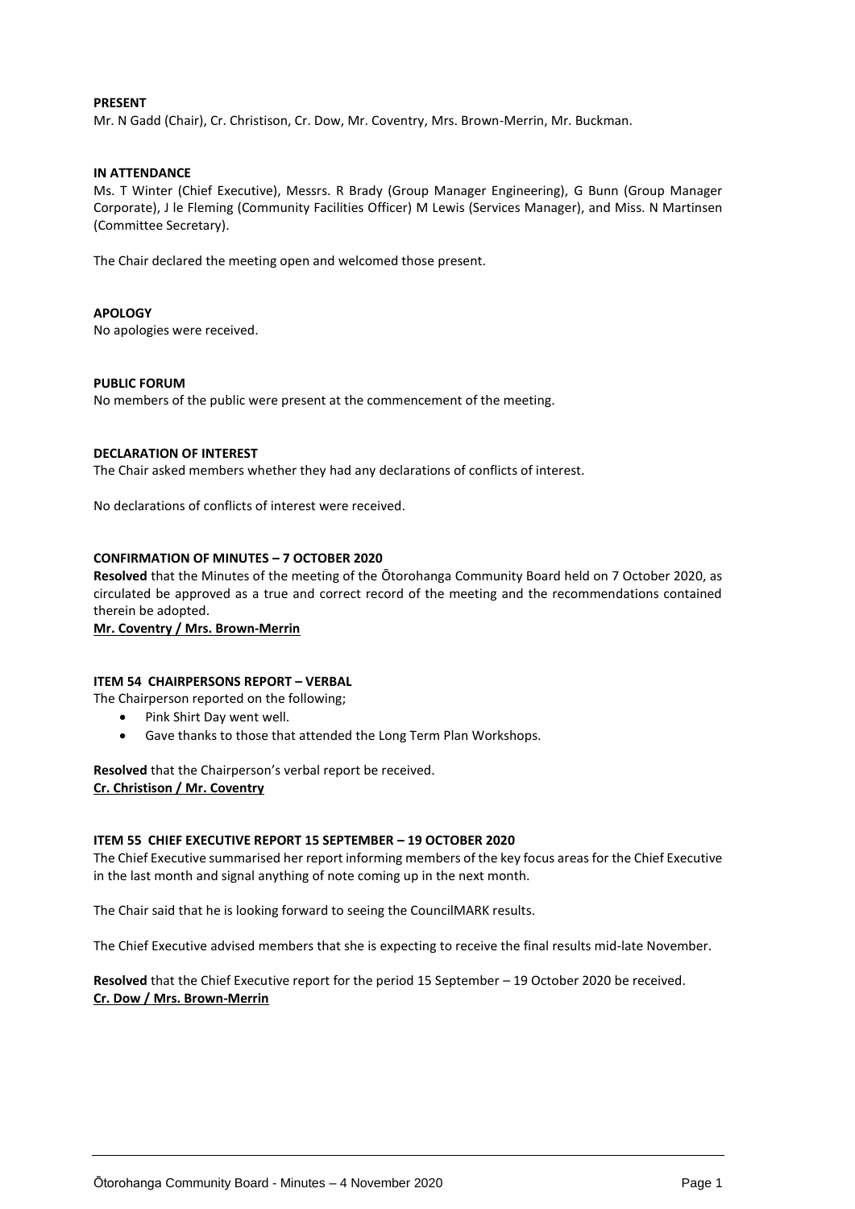**PRESENT**

Mr. N Gadd (Chair), Cr. Christison, Cr. Dow, Mr. Coventry, Mrs. Brown-Merrin, Mr. Buckman.

**IN ATTENDANCE**

Ms. T Winter (Chief Executive), Messrs. R Brady (Group Manager Engineering), G Bunn (Group Manager Corporate), J le Fleming (Community Facilities Officer) M Lewis (Services Manager), and Miss. N Martinsen (Committee Secretary).

The Chair declared the meeting open and welcomed those present.

**APOLOGY**

No apologies were received.

**PUBLIC FORUM**

No members of the public were present at the commencement of the meeting.

**DECLARATION OF INTEREST**

The Chair asked members whether they had any declarations of conflicts of interest.

No declarations of conflicts of interest were received.

**CONFIRMATION OF MINUTES – 7 OCTOBER 2020**

**Resolved** that the Minutes of the meeting of the Ōtorohanga Community Board held on 7 October 2020, as circulated be approved as a true and correct record of the meeting and the recommendations contained therein be adopted.

**Mr. Coventry / Mrs. Brown-Merrin**

**ITEM 54 CHAIRPERSONS REPORT – VERBAL**

The Chairperson reported on the following;

- Pink Shirt Day went well.
- Gave thanks to those that attended the Long Term Plan Workshops.

**Resolved** that the Chairperson's verbal report be received.

**Cr. Christison / Mr. Coventry**

**ITEM 55 CHIEF EXECUTIVE REPORT 15 SEPTEMBER – 19 OCTOBER 2020**

The Chief Executive summarised her report informing members of the key focus areas for the Chief Executive in the last month and signal anything of note coming up in the next month.

The Chair said that he is looking forward to seeing the CouncilMARK results.

The Chief Executive advised members that she is expecting to receive the final results mid-late November.

**Resolved** that the Chief Executive report for the period 15 September – 19 October 2020 be received.

**Cr. Dow / Mrs. Brown-Merrin**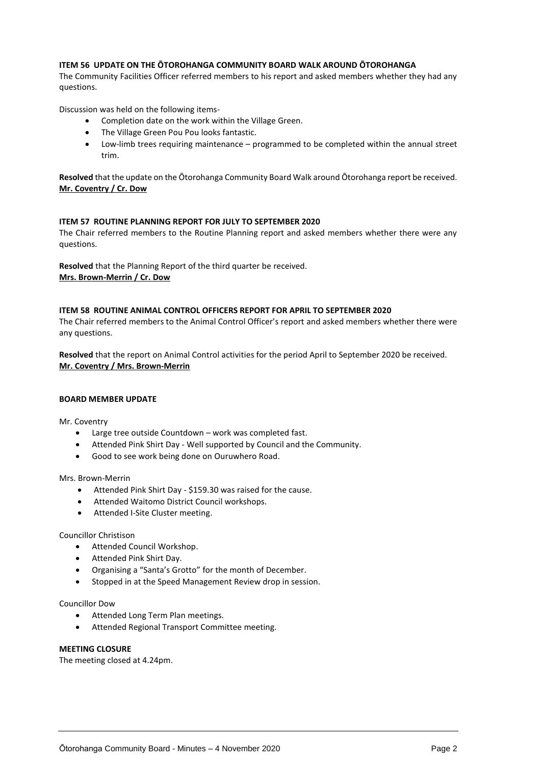**ITEM 56 UPDATE ON THE ŌTOROHANGA COMMUNITY BOARD WALK AROUND ŌTOROHANGA**

The Community Facilities Officer referred members to his report and asked members whether they had any questions.

Discussion was held on the following items-

- Completion date on the work within the Village Green.
- The Village Green Pou Pou looks fantastic.
- Low-limb trees requiring maintenance – programmed to be completed within the annual street trim.

**Resolved** that the update on the Ōtorohanga Community Board Walk around Ōtorohanga report be received.
**Mr. Coventry / Cr. Dow**

**ITEM 57 ROUTINE PLANNING REPORT FOR JULY TO SEPTEMBER 2020**

The Chair referred members to the Routine Planning report and asked members whether there were any questions.

**Resolved** that the Planning Report of the third quarter be received.
**Mrs. Brown-Merrin / Cr. Dow**

**ITEM 58 ROUTINE ANIMAL CONTROL OFFICERS REPORT FOR APRIL TO SEPTEMBER 2020**

The Chair referred members to the Animal Control Officer's report and asked members whether there were any questions.

**Resolved** that the report on Animal Control activities for the period April to September 2020 be received.
**Mr. Coventry / Mrs. Brown-Merrin**

**BOARD MEMBER UPDATE**

Mr. Coventry

- Large tree outside Countdown – work was completed fast.
- Attended Pink Shirt Day - Well supported by Council and the Community.
- Good to see work being done on Ouruwhero Road.

Mrs. Brown-Merrin

- Attended Pink Shirt Day - $159.30 was raised for the cause.
- Attended Waitomo District Council workshops.
- Attended I-Site Cluster meeting.

Councillor Christison

- Attended Council Workshop.
- Attended Pink Shirt Day.
- Organising a "Santa's Grotto" for the month of December.
- Stopped in at the Speed Management Review drop in session.

Councillor Dow

- Attended Long Term Plan meetings.
- Attended Regional Transport Committee meeting.

**MEETING CLOSURE**

The meeting closed at 4.24pm.